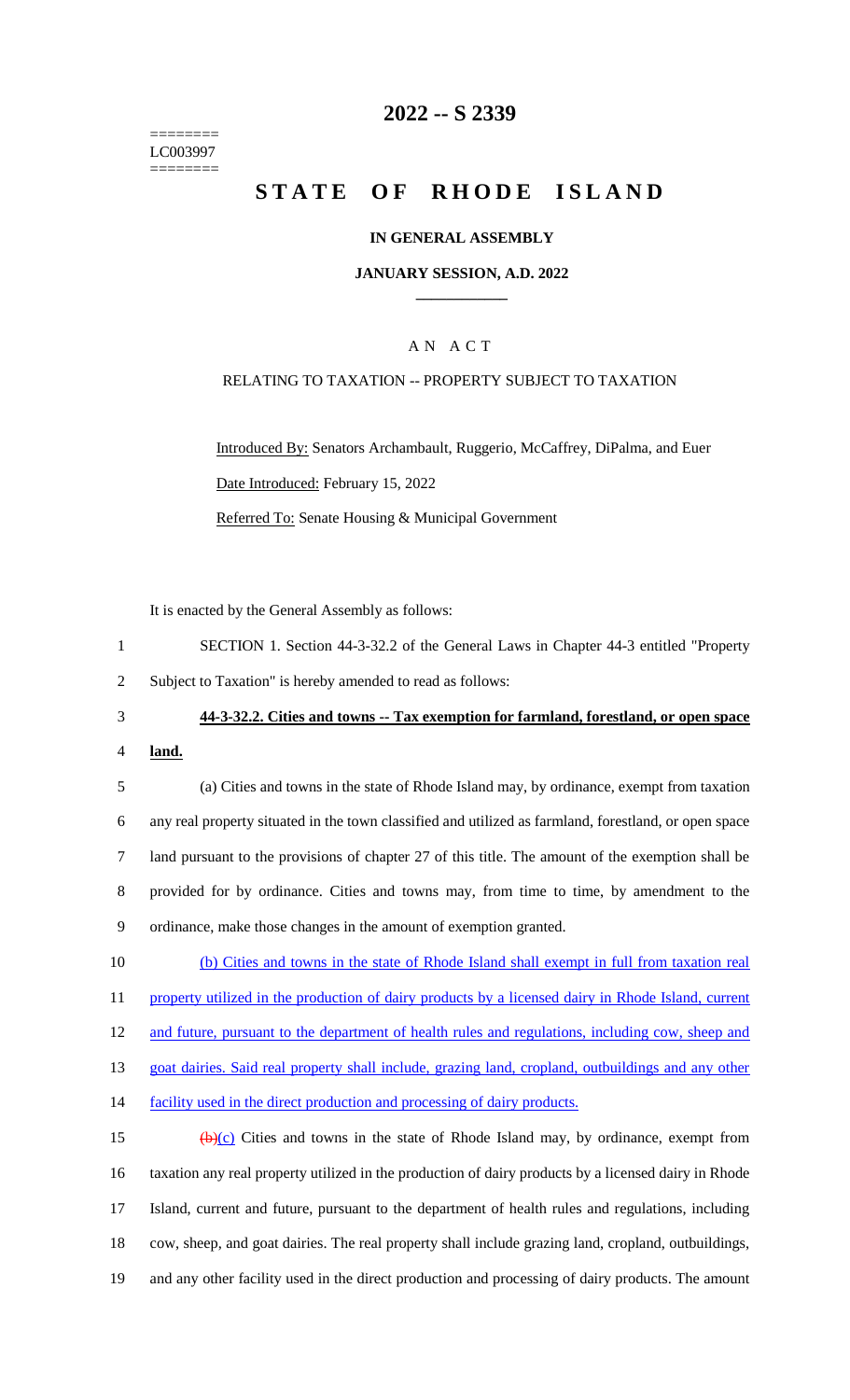========
LC003997
========

# 2022 -- S 2339

# STATE OF RHODE ISLAND

**IN GENERAL ASSEMBLY**

**JANUARY SESSION, A.D. 2022**

## A N A C T

RELATING TO TAXATION -- PROPERTY SUBJECT TO TAXATION

Introduced By: Senators Archambault, Ruggerio, McCaffrey, DiPalma, and Euer

Date Introduced: February 15, 2022

Referred To: Senate Housing & Municipal Government

It is enacted by the General Assembly as follows:

1 SECTION 1. Section 44-3-32.2 of the General Laws in Chapter 44-3 entitled "Property
2 Subject to Taxation" is hereby amended to read as follows:

3 **44-3-32.2. Cities and towns -- Tax exemption for farmland, forestland, or open space**
4 **land.**

5 (a) Cities and towns in the state of Rhode Island may, by ordinance, exempt from taxation
6 any real property situated in the town classified and utilized as farmland, forestland, or open space
7 land pursuant to the provisions of chapter 27 of this title. The amount of the exemption shall be
8 provided for by ordinance. Cities and towns may, from time to time, by amendment to the
9 ordinance, make those changes in the amount of exemption granted.

10 (b) Cities and towns in the state of Rhode Island shall exempt in full from taxation real
11 property utilized in the production of dairy products by a licensed dairy in Rhode Island, current
12 and future, pursuant to the department of health rules and regulations, including cow, sheep and
13 goat dairies. Said real property shall include, grazing land, cropland, outbuildings and any other
14 facility used in the direct production and processing of dairy products.

15 ~~(b)~~(c) Cities and towns in the state of Rhode Island may, by ordinance, exempt from
16 taxation any real property utilized in the production of dairy products by a licensed dairy in Rhode
17 Island, current and future, pursuant to the department of health rules and regulations, including
18 cow, sheep, and goat dairies. The real property shall include grazing land, cropland, outbuildings,
19 and any other facility used in the direct production and processing of dairy products. The amount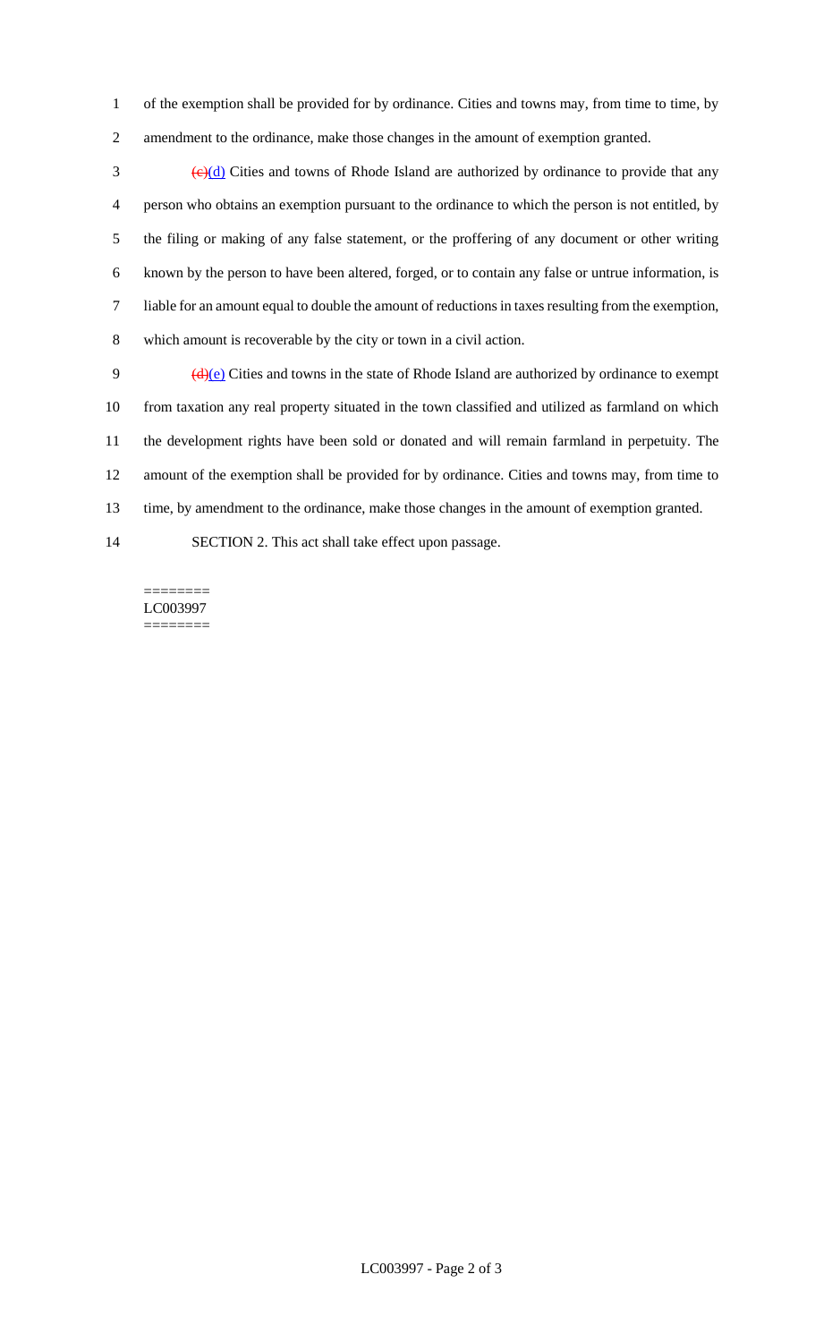of the exemption shall be provided for by ordinance. Cities and towns may, from time to time, by amendment to the ordinance, make those changes in the amount of exemption granted.

~~(c)~~(d) Cities and towns of Rhode Island are authorized by ordinance to provide that any person who obtains an exemption pursuant to the ordinance to which the person is not entitled, by the filing or making of any false statement, or the proffering of any document or other writing known by the person to have been altered, forged, or to contain any false or untrue information, is liable for an amount equal to double the amount of reductions in taxes resulting from the exemption, which amount is recoverable by the city or town in a civil action.

~~(d)~~(e) Cities and towns in the state of Rhode Island are authorized by ordinance to exempt from taxation any real property situated in the town classified and utilized as farmland on which the development rights have been sold or donated and will remain farmland in perpetuity. The amount of the exemption shall be provided for by ordinance. Cities and towns may, from time to time, by amendment to the ordinance, make those changes in the amount of exemption granted.

SECTION 2. This act shall take effect upon passage.

========
LC003997
========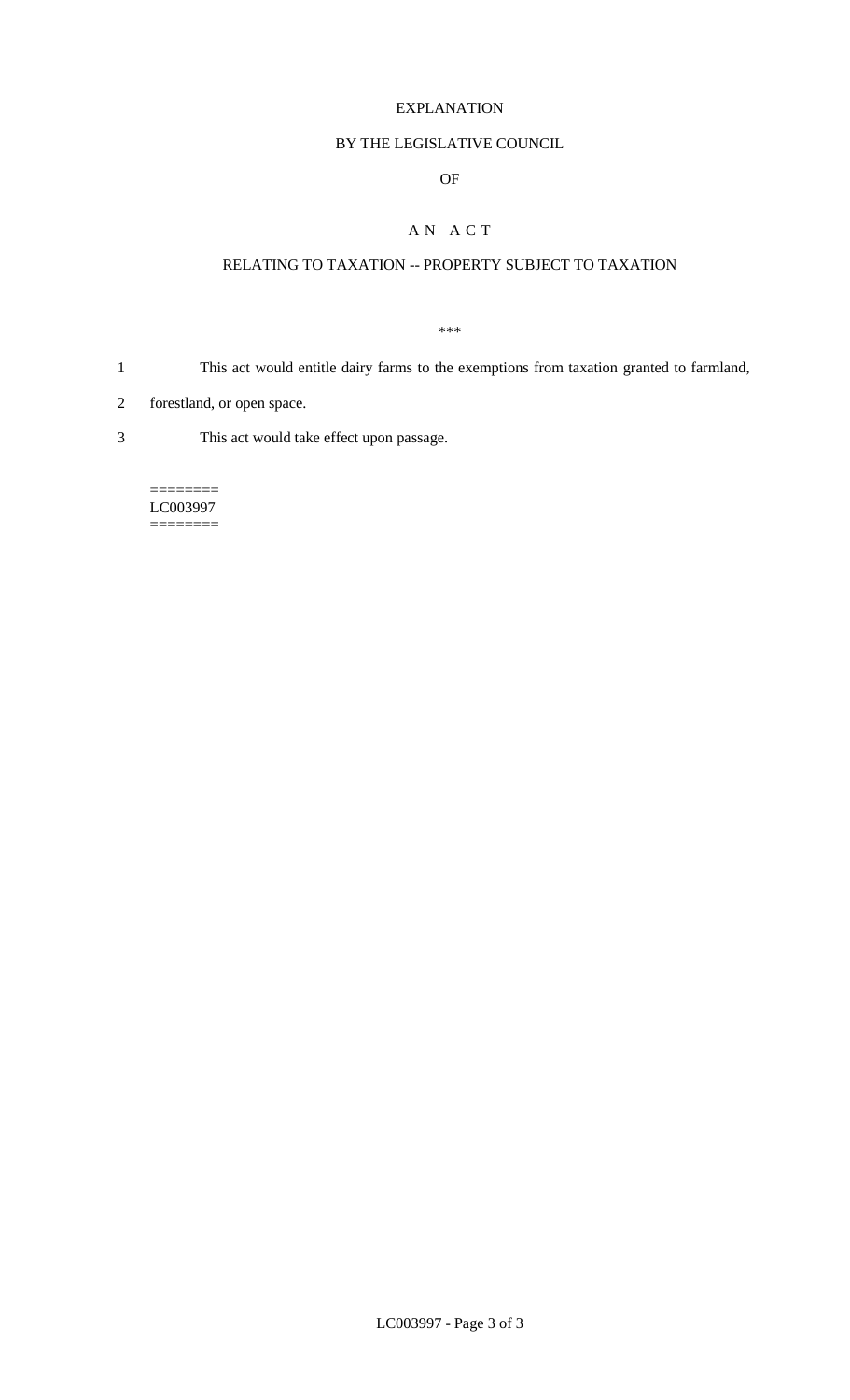EXPLANATION

BY THE LEGISLATIVE COUNCIL

OF

A N A C T

RELATING TO TAXATION -- PROPERTY SUBJECT TO TAXATION

\*\*\*

1 This act would entitle dairy farms to the exemptions from taxation granted to farmland,

2 forestland, or open space.

3 This act would take effect upon passage.

========
LC003997
========